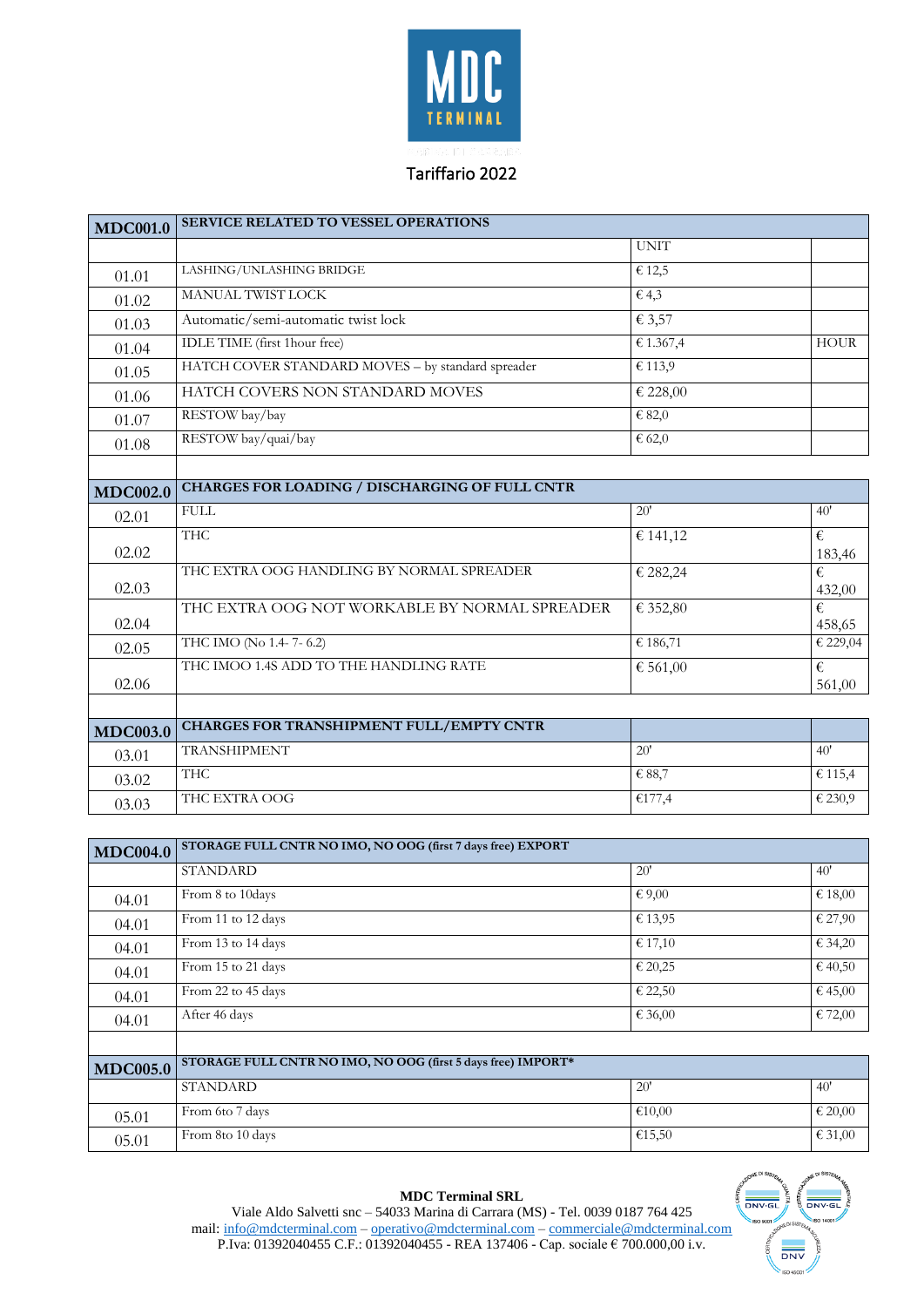MDC TERMINAL

Tariffario 2022

| MDC001.0 | SERVICE RELATED TO VESSEL OPERATIONS | | |
|---|---|---|---|
| | | UNIT | |
| 01.01 | LASHING/UNLASHING BRIDGE | € 12,5 | |
| 01.02 | MANUAL TWIST LOCK | € 4,3 | |
| 01.03 | Automatic/semi-automatic twist lock | € 3,57 | |
| 01.04 | IDLE TIME (first 1hour free) | € 1.367,4 | HOUR |
| 01.05 | HATCH COVER STANDARD MOVES – by standard spreader | € 113,9 | |
| 01.06 | HATCH COVERS NON STANDARD MOVES | € 228,00 | |
| 01.07 | RESTOW bay/bay | € 82,0 | |
| 01.08 | RESTOW bay/quai/bay | € 62,0 | |

| MDC002.0 | CHARGES FOR LOADING / DISCHARGING OF FULL CNTR | | |
|---|---|---|---|
| 02.01 | FULL | 20' | 40' |
| 02.02 | THC | € 141,12 | € 183,46 |
| 02.03 | THC EXTRA OOG HANDLING BY NORMAL SPREADER | € 282,24 | € 432,00 |
| 02.04 | THC EXTRA OOG NOT WORKABLE BY NORMAL SPREADER | € 352,80 | € 458,65 |
| 02.05 | THC IMO (No 1.4- 7- 6.2) | € 186,71 | € 229,04 |
| 02.06 | THC IMOO 1.4S ADD TO THE HANDLING RATE | € 561,00 | € 561,00 |

| MDC003.0 | CHARGES FOR TRANSHIPMENT FULL/EMPTY CNTR | | |
|---|---|---|---|
| 03.01 | TRANSHIPMENT | 20' | 40' |
| 03.02 | THC | € 88,7 | € 115,4 |
| 03.03 | THC EXTRA OOG | €177,4 | € 230,9 |

| MDC004.0 | STORAGE FULL CNTR NO IMO, NO OOG (first 7 days free) EXPORT | | |
|---|---|---|---|
| | STANDARD | 20' | 40' |
| 04.01 | From 8 to 10days | € 9,00 | € 18,00 |
| 04.01 | From 11 to 12 days | € 13,95 | € 27,90 |
| 04.01 | From 13 to 14 days | € 17,10 | € 34,20 |
| 04.01 | From 15 to 21 days | € 20,25 | € 40,50 |
| 04.01 | From 22 to 45 days | € 22,50 | € 45,00 |
| 04.01 | After 46 days | € 36,00 | € 72,00 |

| MDC005.0 | STORAGE FULL CNTR NO IMO, NO OOG (first 5 days free) IMPORT* | | |
|---|---|---|---|
| | STANDARD | 20' | 40' |
| 05.01 | From 6to 7 days | €10,00 | € 20,00 |
| 05.01 | From 8to 10 days | €15,50 | € 31,00 |

**MDC Terminal SRL**
Viale Aldo Salvetti snc – 54033 Marina di Carrara (MS) - Tel. 0039 0187 764 425
mail: info@mdcterminal.com – operativo@mdcterminal.com – commerciale@mdcterminal.com
P.Iva: 01392040455 C.F.: 01392040455 - REA 137406 - Cap. sociale € 700.000,00 i.v.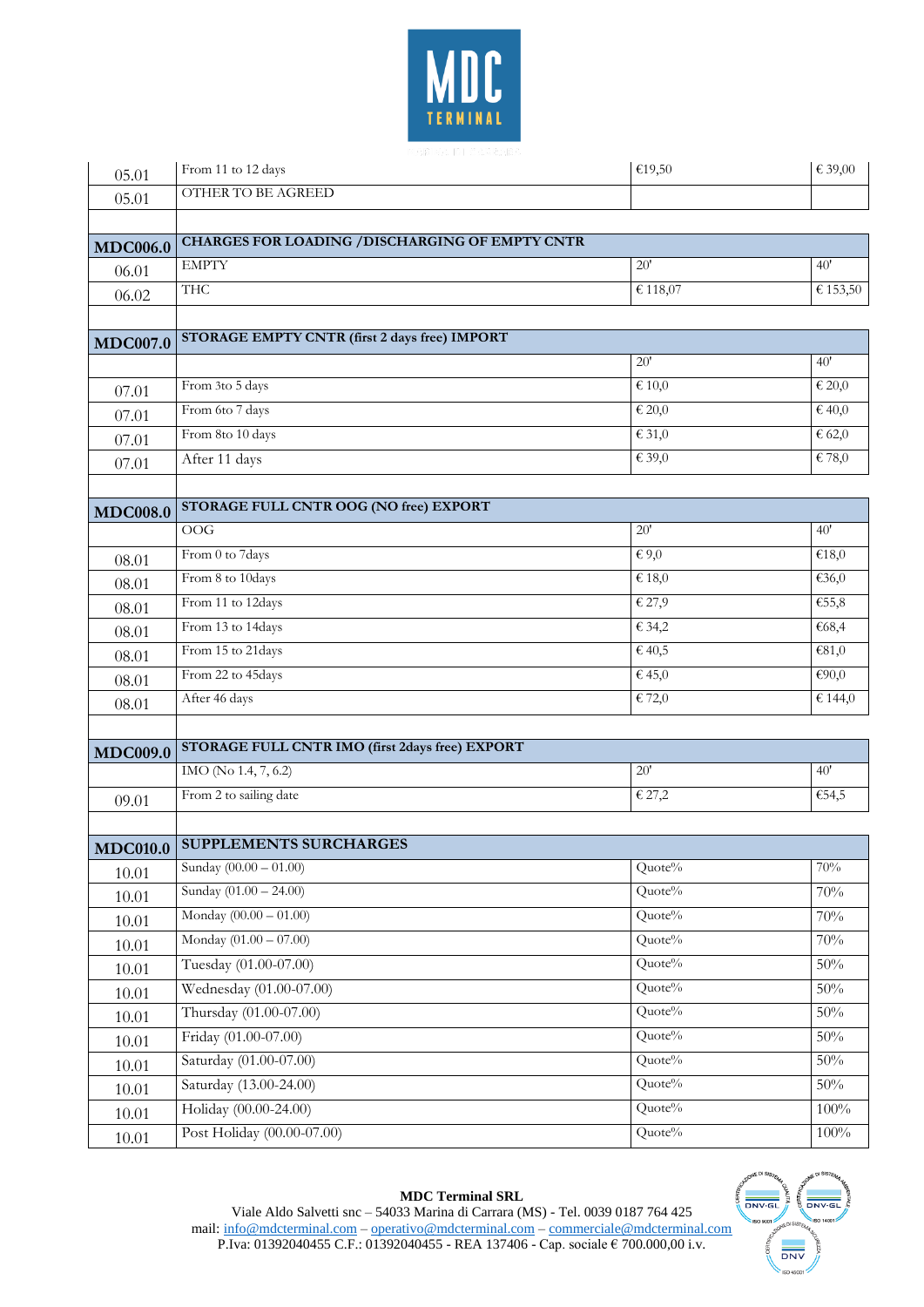| | | | |
|---|---|---|---|
| 05.01 | From 11 to 12 days | €19,50 | € 39,00 |
| 05.01 | OTHER TO BE AGREED | | |
| | | | |
| **MDC006.0** | **CHARGES FOR LOADING /DISCHARGING OF EMPTY CNTR** | | |
| 06.01 | EMPTY | 20' | 40' |
| 06.02 | THC | € 118,07 | € 153,50 |
| | | | |
| **MDC007.0** | **STORAGE EMPTY CNTR (first 2 days free) IMPORT** | | |
| | | 20' | 40' |
| 07.01 | From 3to 5 days | € 10,0 | € 20,0 |
| 07.01 | From 6to 7 days | € 20,0 | € 40,0 |
| 07.01 | From 8to 10 days | € 31,0 | € 62,0 |
| 07.01 | After 11 days | € 39,0 | € 78,0 |
| | | | |
| **MDC008.0** | **STORAGE FULL CNTR OOG (NO free) EXPORT** | | |
| | OOG | 20' | 40' |
| 08.01 | From 0 to 7days | € 9,0 | €18,0 |
| 08.01 | From 8 to 10days | € 18,0 | €36,0 |
| 08.01 | From 11 to 12days | € 27,9 | €55,8 |
| 08.01 | From 13 to 14days | € 34,2 | €68,4 |
| 08.01 | From 15 to 21days | € 40,5 | €81,0 |
| 08.01 | From 22 to 45days | € 45,0 | €90,0 |
| 08.01 | After 46 days | € 72,0 | € 144,0 |
| | | | |
| **MDC009.0** | **STORAGE FULL CNTR IMO (first 2days free) EXPORT** | | |
| | IMO (No 1.4, 7, 6.2) | 20' | 40' |
| 09.01 | From 2 to sailing date | € 27,2 | €54,5 |
| | | | |
| **MDC010.0** | **SUPPLEMENTS SURCHARGES** | | |
| 10.01 | Sunday (00.00 – 01.00) | Quote% | 70% |
| 10.01 | Sunday (01.00 – 24.00) | Quote% | 70% |
| 10.01 | Monday (00.00 – 01.00) | Quote% | 70% |
| 10.01 | Monday (01.00 – 07.00) | Quote% | 70% |
| 10.01 | Tuesday (01.00-07.00) | Quote% | 50% |
| 10.01 | Wednesday (01.00-07.00) | Quote% | 50% |
| 10.01 | Thursday (01.00-07.00) | Quote% | 50% |
| 10.01 | Friday (01.00-07.00) | Quote% | 50% |
| 10.01 | Saturday (01.00-07.00) | Quote% | 50% |
| 10.01 | Saturday (13.00-24.00) | Quote% | 50% |
| 10.01 | Holiday (00.00-24.00) | Quote% | 100% |
| 10.01 | Post Holiday (00.00-07.00) | Quote% | 100% |

**MDC Terminal SRL**
Viale Aldo Salvetti snc – 54033 Marina di Carrara (MS) - Tel. 0039 0187 764 425
mail: info@mdcterminal.com – operativo@mdcterminal.com – commerciale@mdcterminal.com
P.Iva: 01392040455 C.F.: 01392040455 - REA 137406 - Cap. sociale € 700.000,00 i.v.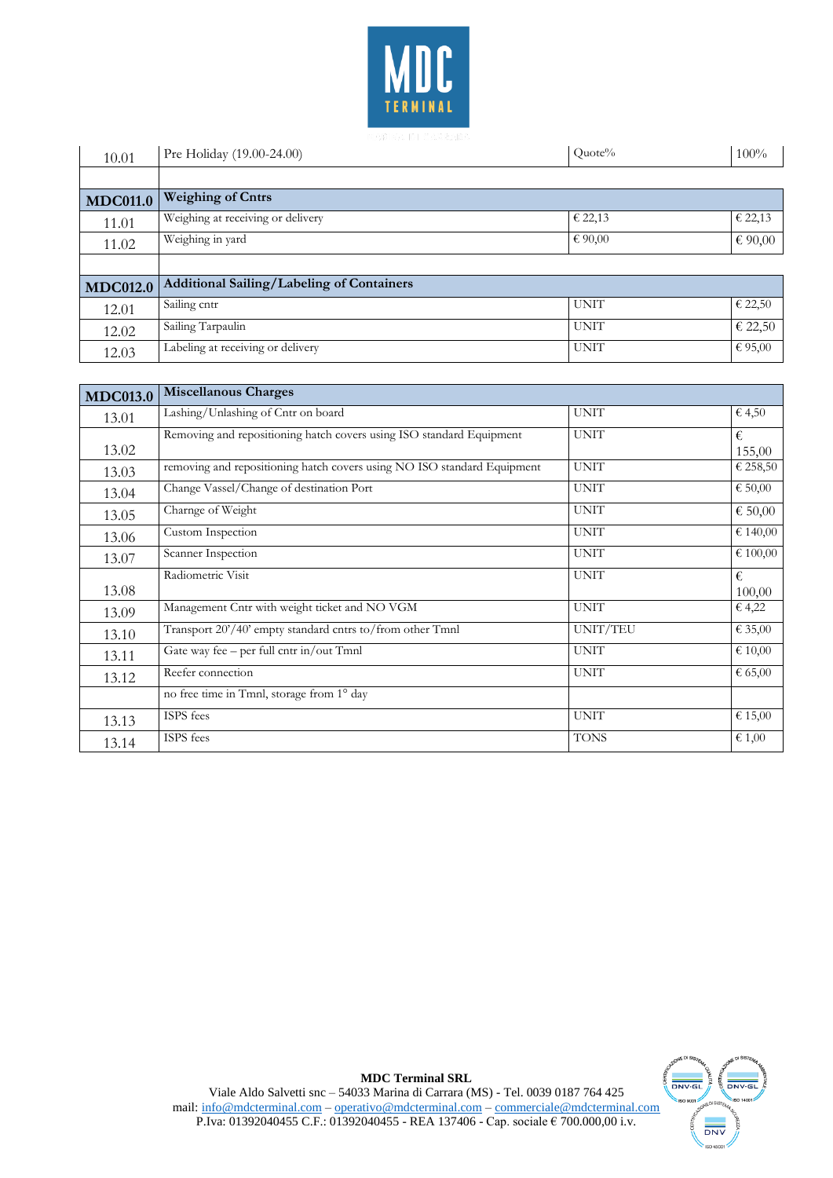| 10.01 | Pre Holiday (19.00-24.00) | Quote% | 100% |
|---|---|---|---|
| | | | |
| **MDC011.0** | **Weighing of Cntrs** | | |
| 11.01 | Weighing at receiving or delivery | € 22,13 | € 22,13 |
| 11.02 | Weighing in yard | € 90,00 | € 90,00 |
| | | | |
| **MDC012.0** | **Additional Sailing/Labeling of Containers** | | |
| 12.01 | Sailing cntr | UNIT | € 22,50 |
| 12.02 | Sailing Tarpaulin | UNIT | € 22,50 |
| 12.03 | Labeling at receiving or delivery | UNIT | € 95,00 |

| **MDC013.0** | **Miscellanous Charges** | | |
|---|---|---|---|
| 13.01 | Lashing/Unlashing of Cntr on board | UNIT | € 4,50 |
| 13.02 | Removing and repositioning hatch covers using ISO standard Equipment | UNIT | € 155,00 |
| 13.03 | removing and repositioning hatch covers using NO ISO standard Equipment | UNIT | € 258,50 |
| 13.04 | Change Vassel/Change of destination Port | UNIT | € 50,00 |
| 13.05 | Charnge of Weight | UNIT | € 50,00 |
| 13.06 | Custom Inspection | UNIT | € 140,00 |
| 13.07 | Scanner Inspection | UNIT | € 100,00 |
| 13.08 | Radiometric Visit | UNIT | € 100,00 |
| 13.09 | Management Cntr with weight ticket and NO VGM | UNIT | € 4,22 |
| 13.10 | Transport 20'/40' empty standard cntrs to/from other Tmnl | UNIT/TEU | € 35,00 |
| 13.11 | Gate way fee – per full cntr in/out Tmnl | UNIT | € 10,00 |
| 13.12 | Reefer connection | UNIT | € 65,00 |
| | no free time in Tmnl, storage from 1° day | | |
| 13.13 | ISPS fees | UNIT | € 15,00 |
| 13.14 | ISPS fees | TONS | € 1,00 |

**MDC Terminal SRL**
Viale Aldo Salvetti snc – 54033 Marina di Carrara (MS) - Tel. 0039 0187 764 425
mail: info@mdcterminal.com – operativo@mdcterminal.com – commerciale@mdcterminal.com
P.Iva: 01392040455 C.F.: 01392040455 - REA 137406 - Cap. sociale € 700.000,00 i.v.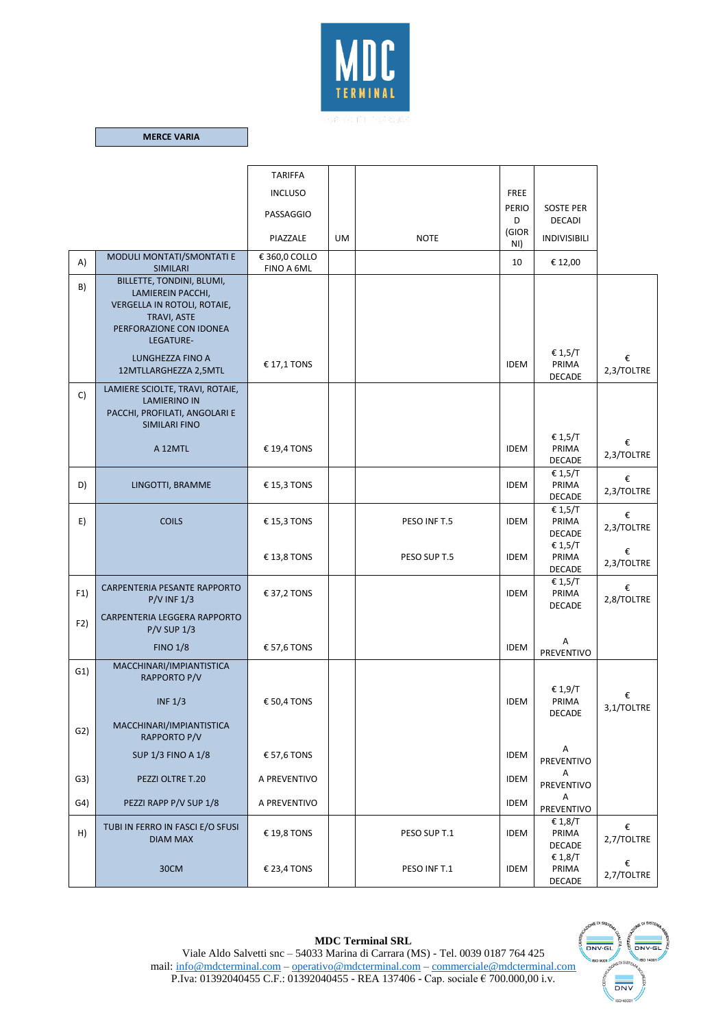**MERCE VARIA**

| | | TARIFFA INCLUSO PASSAGGIO PIAZZALE | UM | NOTE | FREE PERIOD (GIORNI) | SOSTE PER DECADI INDIVISIBILI | |
|---|---|---|---|---|---|---|---|
| A) | MODULI MONTATI/SMONTATI E SIMILARI | € 360,0 COLLO FINO A 6ML | | | 10 | € 12,00 | |
| B) | BILLETTE, TONDINI, BLUMI, LAMIEREIN PACCHI, VERGELLA IN ROTOLI, ROTAIE, TRAVI, ASTE PERFORAZIONE CON IDONEA LEGATURE- LUNGHEZZA FINO A 12MTLLARGHEZZA 2,5MTL | € 17,1 TONS | | | IDEM | € 1,5/T PRIMA DECADE | € 2,3/TOLTRE |
| C) | LAMIERE SCIOLTE, TRAVI, ROTAIE, LAMIERINO IN PACCHI, PROFILATI, ANGOLARI E SIMILARI FINO A 12MTL | € 19,4 TONS | | | IDEM | € 1,5/T PRIMA DECADE | € 2,3/TOLTRE |
| D) | LINGOTTI, BRAMME | € 15,3 TONS | | | IDEM | € 1,5/T PRIMA DECADE | € 2,3/TOLTRE |
| E) | COILS | € 15,3 TONS | | PESO INF T.5 | IDEM | € 1,5/T PRIMA DECADE | € 2,3/TOLTRE |
| | | € 13,8 TONS | | PESO SUP T.5 | IDEM | € 1,5/T PRIMA DECADE | € 2,3/TOLTRE |
| F1) | CARPENTERIA PESANTE RAPPORTO P/V INF 1/3 | € 37,2 TONS | | | IDEM | € 1,5/T PRIMA DECADE | € 2,8/TOLTRE |
| F2) | CARPENTERIA LEGGERA RAPPORTO P/V SUP 1/3 FINO 1/8 | € 57,6 TONS | | | IDEM | A PREVENTIVO | |
| G1) | MACCHINARI/IMPIANTISTICA RAPPORTO P/V INF 1/3 | € 50,4 TONS | | | IDEM | € 1,9/T PRIMA DECADE | € 3,1/TOLTRE |
| G2) | MACCHINARI/IMPIANTISTICA RAPPORTO P/V SUP 1/3 FINO A 1/8 | € 57,6 TONS | | | IDEM | A PREVENTIVO | |
| G3) | PEZZI OLTRE T.20 | A PREVENTIVO | | | IDEM | A PREVENTIVO | |
| G4) | PEZZI RAPP P/V SUP 1/8 | A PREVENTIVO | | | IDEM | A PREVENTIVO | |
| H) | TUBI IN FERRO IN FASCI E/O SFUSI DIAM MAX 30CM | € 19,8 TONS | | PESO SUP T.1 | IDEM | € 1,8/T PRIMA DECADE | € 2,7/TOLTRE |
| | | € 23,4 TONS | | PESO INF T.1 | IDEM | € 1,8/T PRIMA DECADE | € 2,7/TOLTRE |

**MDC Terminal SRL**
Viale Aldo Salvetti snc – 54033 Marina di Carrara (MS) - Tel. 0039 0187 764 425
mail: info@mdcterminal.com – operativo@mdcterminal.com – commerciale@mdcterminal.com
P.Iva: 01392040455 C.F.: 01392040455 - REA 137406 - Cap. sociale € 700.000,00 i.v.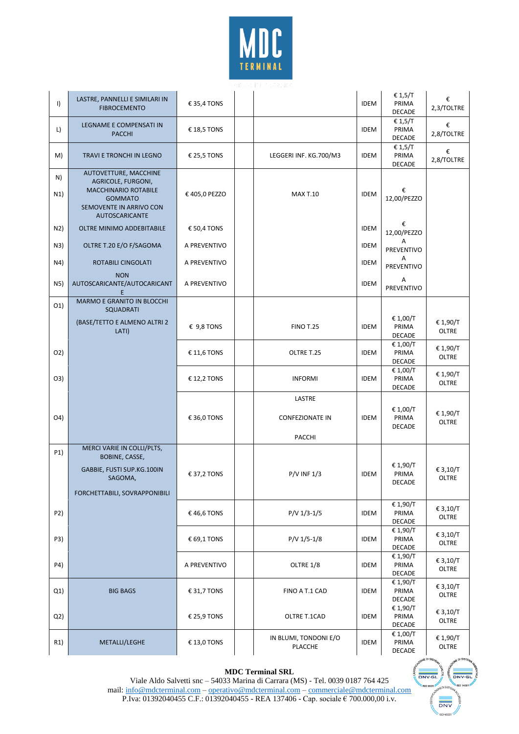| | | | | | | | |
|---|---|---|---|---|---|---|---|
| I) | LASTRE, PANNELLI E SIMILARI IN FIBROCEMENTO | € 35,4 TONS | | | IDEM | € 1,5/T PRIMA DECADE | € 2,3/TOLTRE |
| L) | LEGNAME E COMPENSATI IN PACCHI | € 18,5 TONS | | | IDEM | € 1,5/T PRIMA DECADE | € 2,8/TOLTRE |
| M) | TRAVI E TRONCHI IN LEGNO | € 25,5 TONS | | LEGGERI INF. KG.700/M3 | IDEM | € 1,5/T PRIMA DECADE | € 2,8/TOLTRE |
| N) N1) | AUTOVETTURE, MACCHINE AGRICOLE, FURGONI, MACCHINARIO ROTABILE GOMMATO SEMOVENTE IN ARRIVO CON AUTOSCARICANTE | € 405,0 PEZZO | | MAX T.10 | IDEM | € 12,00/PEZZO | |
| N2) | OLTRE MINIMO ADDEBITABILE | € 50,4 TONS | | | IDEM | € 12,00/PEZZO | |
| N3) | OLTRE T.20 E/O F/SAGOMA | A PREVENTIVO | | | IDEM | A PREVENTIVO | |
| N4) | ROTABILI CINGOLATI | A PREVENTIVO | | | IDEM | A PREVENTIVO | |
| N5) | NON AUTOSCARICANTE/AUTOCARICANTE | A PREVENTIVO | | | IDEM | A PREVENTIVO | |
| O1) | MARMO E GRANITO IN BLOCCHI SQUADRATI (BASE/TETTO E ALMENO ALTRI 2 LATI) | € 9,8 TONS | | FINO T.25 | IDEM | € 1,00/T PRIMA DECADE | € 1,90/T OLTRE |
| O2) | | € 11,6 TONS | | OLTRE T.25 | IDEM | € 1,00/T PRIMA DECADE | € 1,90/T OLTRE |
| O3) | | € 12,2 TONS | | INFORMI | IDEM | € 1,00/T PRIMA DECADE | € 1,90/T OLTRE |
| O4) | | € 36,0 TONS | | LASTRE CONFEZIONATE IN PACCHI | IDEM | € 1,00/T PRIMA DECADE | € 1,90/T OLTRE |
| P1) | MERCI VARIE IN COLLI/PLTS, BOBINE, CASSE, GABBIE, FUSTI SUP.KG.100IN SAGOMA, FORCHETTABILI, SOVRAPPONIBILI | € 37,2 TONS | | P/V INF 1/3 | IDEM | € 1,90/T PRIMA DECADE | € 3,10/T OLTRE |
| P2) | | € 46,6 TONS | | P/V 1/3-1/5 | IDEM | € 1,90/T PRIMA DECADE | € 3,10/T OLTRE |
| P3) | | € 69,1 TONS | | P/V 1/5-1/8 | IDEM | € 1,90/T PRIMA DECADE | € 3,10/T OLTRE |
| P4) | | A PREVENTIVO | | OLTRE 1/8 | IDEM | € 1,90/T PRIMA DECADE | € 3,10/T OLTRE |
| Q1) | BIG BAGS | € 31,7 TONS | | FINO A T.1 CAD | IDEM | € 1,90/T PRIMA DECADE | € 3,10/T OLTRE |
| Q2) | | € 25,9 TONS | | OLTRE T.1CAD | IDEM | € 1,90/T PRIMA DECADE | € 3,10/T OLTRE |
| R1) | METALLI/LEGHE | € 13,0 TONS | | IN BLUMI, TONDONI E/O PLACCHE | IDEM | € 1,00/T PRIMA DECADE | € 1,90/T OLTRE |

**MDC Terminal SRL**
Viale Aldo Salvetti snc – 54033 Marina di Carrara (MS) - Tel. 0039 0187 764 425
mail: info@mdcterminal.com – operativo@mdcterminal.com – commerciale@mdcterminal.com
P.Iva: 01392040455 C.F.: 01392040455 - REA 137406 - Cap. sociale € 700.000,00 i.v.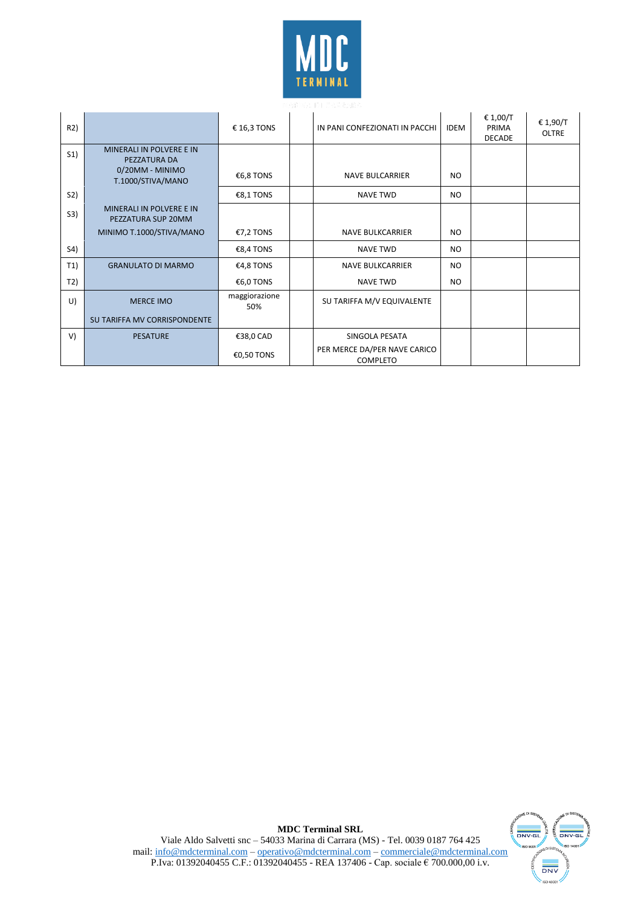| | | | | | | | |
|---|---|---|---|---|---|---|---|
| R2) | | € 16,3 TONS | | IN PANI CONFEZIONATI IN PACCHI | IDEM | € 1,00/T PRIMA DECADE | € 1,90/T OLTRE |
| S1) | MINERALI IN POLVERE E IN PEZZATURA DA 0/20MM - MINIMO T.1000/STIVA/MANO | €6,8 TONS | | NAVE BULCARRIER | NO | | |
| S2) | | €8,1 TONS | | NAVE TWD | NO | | |
| S3) | MINERALI IN POLVERE E IN PEZZATURA SUP 20MM MINIMO T.1000/STIVA/MANO | €7,2 TONS | | NAVE BULKCARRIER | NO | | |
| S4) | | €8,4 TONS | | NAVE TWD | NO | | |
| T1) | GRANULATO DI MARMO | €4,8 TONS | | NAVE BULKCARRIER | NO | | |
| T2) | | €6,0 TONS | | NAVE TWD | NO | | |
| U) | MERCE IMO SU TARIFFA MV CORRISPONDENTE | maggiorazione 50% | | SU TARIFFA M/V EQUIVALENTE | | | |
| V) | PESATURE | €38,0 CAD €0,50 TONS | | SINGOLA PESATA PER MERCE DA/PER NAVE CARICO COMPLETO | | | |

**MDC Terminal SRL**
Viale Aldo Salvetti snc – 54033 Marina di Carrara (MS) - Tel. 0039 0187 764 425
mail: info@mdcterminal.com – operativo@mdcterminal.com – commerciale@mdcterminal.com
P.Iva: 01392040455 C.F.: 01392040455 - REA 137406 - Cap. sociale € 700.000,00 i.v.